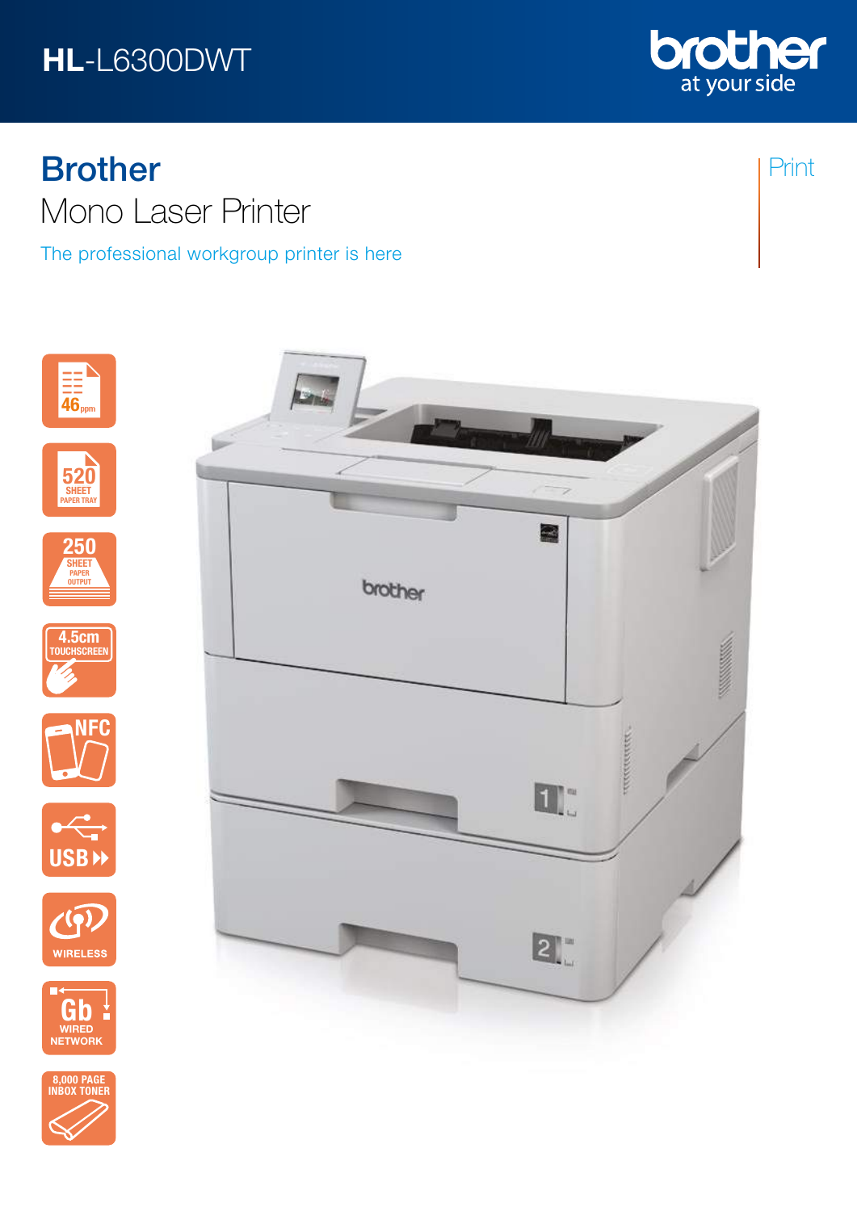HL-L6300DWT

brother at your side

# Brother
## Mono Laser Printer

The professional workgroup printer is here

Print

- 46 ppm
- 520 SHEET PAPER TRAY
- 250 SHEET PAPER OUTPUT
- 4.5cm TOUCHSCREEN
- NFC
- USB
- WIRELESS
- Gb WIRED NETWORK
- 8,000 PAGE INBOX TONER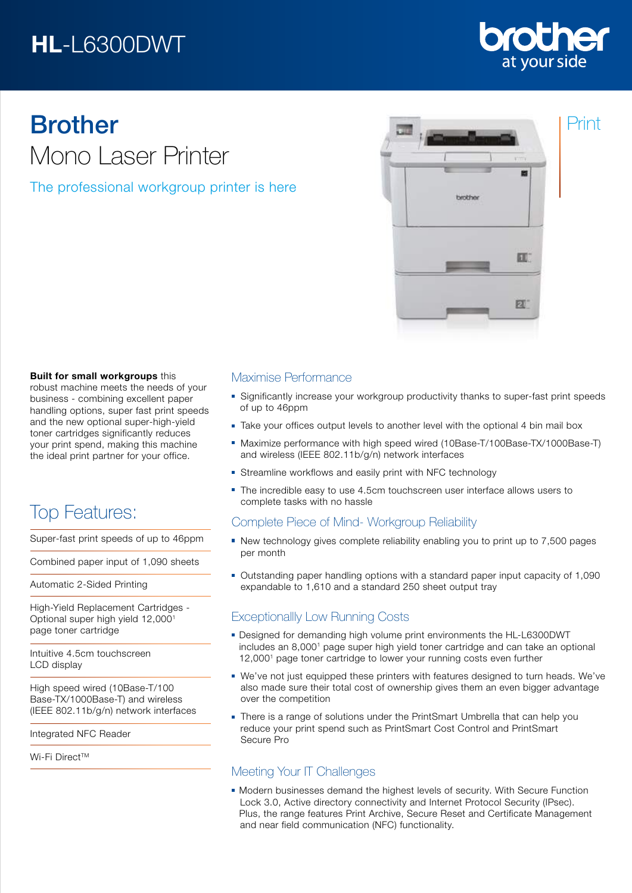# HL-L6300DWT

# Brother
## Mono Laser Printer

The professional workgroup printer is here

Print

**Built for small workgroups** this robust machine meets the needs of your business - combining excellent paper handling options, super fast print speeds and the new optional super-high-yield toner cartridges significantly reduces your print spend, making this machine the ideal print partner for your office.

## Top Features:

- Super-fast print speeds of up to 46ppm
- Combined paper input of 1,090 sheets
- Automatic 2-Sided Printing
- High-Yield Replacement Cartridges - Optional super high yield 12,000[1] page toner cartridge
- Intuitive 4.5cm touchscreen LCD display
- High speed wired (10Base-T/100 Base-TX/1000Base-T) and wireless (IEEE 802.11b/g/n) network interfaces
- Integrated NFC Reader
- Wi-Fi Direct™

### Maximise Performance

- Significantly increase your workgroup productivity thanks to super-fast print speeds of up to 46ppm
- Take your offices output levels to another level with the optional 4 bin mail box
- Maximize performance with high speed wired (10Base-T/100Base-TX/1000Base-T) and wireless (IEEE 802.11b/g/n) network interfaces
- Streamline workflows and easily print with NFC technology
- The incredible easy to use 4.5cm touchscreen user interface allows users to complete tasks with no hassle

### Complete Piece of Mind- Workgroup Reliability

- New technology gives complete reliability enabling you to print up to 7,500 pages per month
- Outstanding paper handling options with a standard paper input capacity of 1,090 expandable to 1,610 and a standard 250 sheet output tray

### Exceptionallly Low Running Costs

- Designed for demanding high volume print environments the HL-L6300DWT includes an 8,000[1] page super high yield toner cartridge and can take an optional 12,000[1] page toner cartridge to lower your running costs even further
- We've not just equipped these printers with features designed to turn heads. We've also made sure their total cost of ownership gives them an even bigger advantage over the competition
- There is a range of solutions under the PrintSmart Umbrella that can help you reduce your print spend such as PrintSmart Cost Control and PrintSmart Secure Pro

### Meeting Your IT Challenges

- Modern businesses demand the highest levels of security. With Secure Function Lock 3.0, Active directory connectivity and Internet Protocol Security (IPsec). Plus, the range features Print Archive, Secure Reset and Certificate Management and near field communication (NFC) functionality.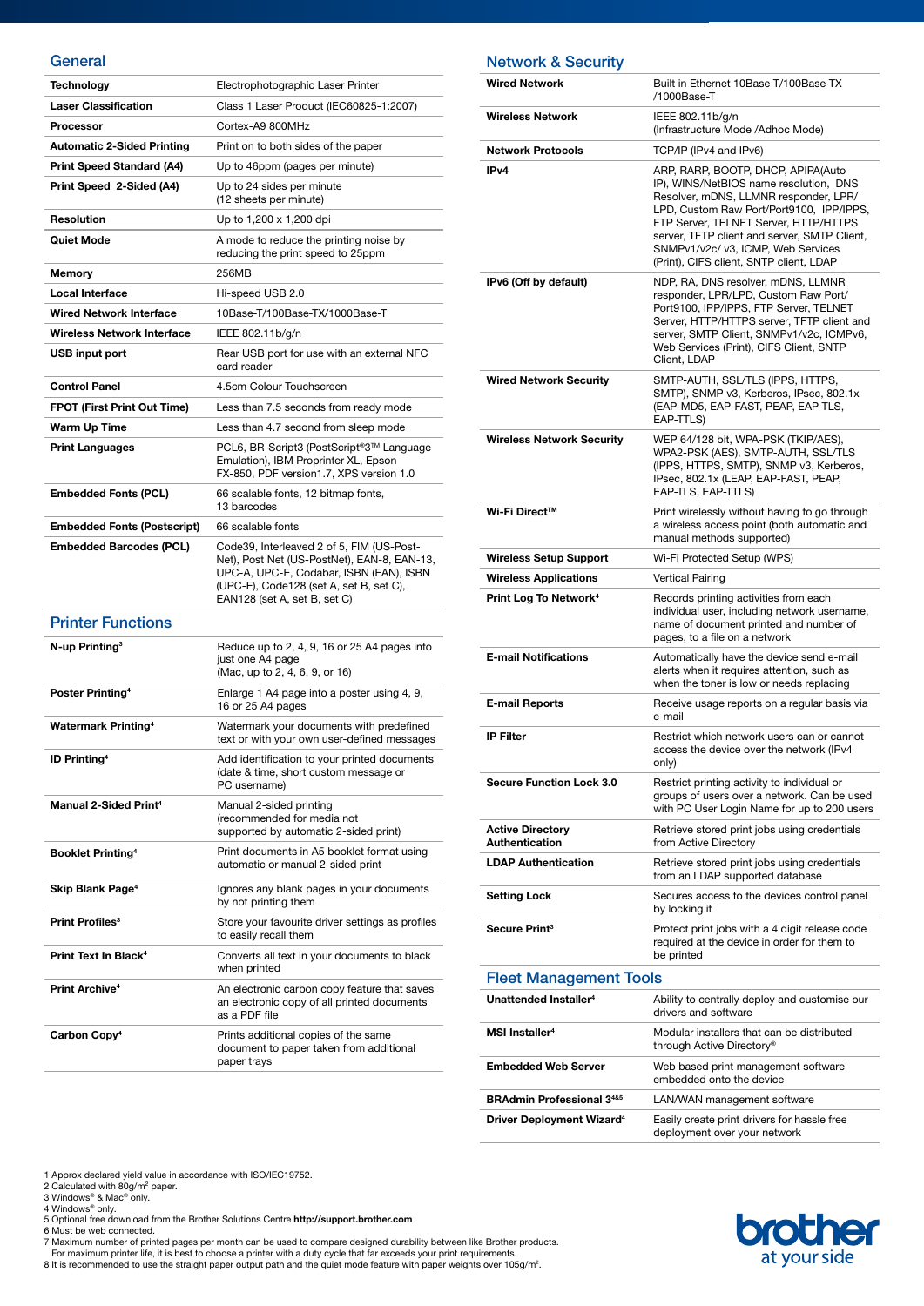## General

| | |
|---|---|
| **Technology** | Electrophotographic Laser Printer |
| **Laser Classification** | Class 1 Laser Product (IEC60825-1:2007) |
| **Processor** | Cortex-A9 800MHz |
| **Automatic 2-Sided Printing** | Print on to both sides of the paper |
| **Print Speed Standard (A4)** | Up to 46ppm (pages per minute) |
| **Print Speed 2-Sided (A4)** | Up to 24 sides per minute (12 sheets per minute) |
| **Resolution** | Up to 1,200 x 1,200 dpi |
| **Quiet Mode** | A mode to reduce the printing noise by reducing the print speed to 25ppm |
| **Memory** | 256MB |
| **Local Interface** | Hi-speed USB 2.0 |
| **Wired Network Interface** | 10Base-T/100Base-TX/1000Base-T |
| **Wireless Network Interface** | IEEE 802.11b/g/n |
| **USB input port** | Rear USB port for use with an external NFC card reader |
| **Control Panel** | 4.5cm Colour Touchscreen |
| **FPOT (First Print Out Time)** | Less than 7.5 seconds from ready mode |
| **Warm Up Time** | Less than 4.7 second from sleep mode |
| **Print Languages** | PCL6, BR-Script3 (PostScript®3™ Language Emulation), IBM Proprinter XL, Epson FX-850, PDF version1.7, XPS version 1.0 |
| **Embedded Fonts (PCL)** | 66 scalable fonts, 12 bitmap fonts, 13 barcodes |
| **Embedded Fonts (Postscript)** | 66 scalable fonts |
| **Embedded Barcodes (PCL)** | Code39, Interleaved 2 of 5, FIM (US-Post-Net), Post Net (US-PostNet), EAN-8, EAN-13, UPC-A, UPC-E, Codabar, ISBN (EAN), ISBN (UPC-E), Code128 (set A, set B, set C), EAN128 (set A, set B, set C) |

## Printer Functions

| | |
|---|---|
| **N-up Printing**[3] | Reduce up to 2, 4, 9, 16 or 25 A4 pages into just one A4 page (Mac, up to 2, 4, 6, 9, or 16) |
| **Poster Printing**[4] | Enlarge 1 A4 page into a poster using 4, 9, 16 or 25 A4 pages |
| **Watermark Printing**[4] | Watermark your documents with predefined text or with your own user-defined messages |
| **ID Printing**[4] | Add identification to your printed documents (date & time, short custom message or PC username) |
| **Manual 2-Sided Print**[4] | Manual 2-sided printing (recommended for media not supported by automatic 2-sided print) |
| **Booklet Printing**[4] | Print documents in A5 booklet format using automatic or manual 2-sided print |
| **Skip Blank Page**[4] | Ignores any blank pages in your documents by not printing them |
| **Print Profiles**[3] | Store your favourite driver settings as profiles to easily recall them |
| **Print Text In Black**[4] | Converts all text in your documents to black when printed |
| **Print Archive**[4] | An electronic carbon copy feature that saves an electronic copy of all printed documents as a PDF file |
| **Carbon Copy**[4] | Prints additional copies of the same document to paper taken from additional paper trays |

## Network & Security

| | |
|---|---|
| **Wired Network** | Built in Ethernet 10Base-T/100Base-TX /1000Base-T |
| **Wireless Network** | IEEE 802.11b/g/n (Infrastructure Mode /Adhoc Mode) |
| **Network Protocols** | TCP/IP (IPv4 and IPv6) |
| **IPv4** | ARP, RARP, BOOTP, DHCP, APIPA(Auto IP), WINS/NetBIOS name resolution, DNS Resolver, mDNS, LLMNR responder, LPR/LPD, Custom Raw Port/Port9100, IPP/IPPS, FTP Server, TELNET Server, HTTP/HTTPS server, TFTP client and server, SMTP Client, SNMPv1/v2c/ v3, ICMP, Web Services (Print), CIFS client, SNTP client, LDAP |
| **IPv6 (Off by default)** | NDP, RA, DNS resolver, mDNS, LLMNR responder, LPR/LPD, Custom Raw Port/ Port9100, IPP/IPPS, FTP Server, TELNET Server, HTTP/HTTPS server, TFTP client and server, SMTP Client, SNMPv1/v2c, ICMPv6, Web Services (Print), CIFS Client, SNTP Client, LDAP |
| **Wired Network Security** | SMTP-AUTH, SSL/TLS (IPPS, HTTPS, SMTP), SNMP v3, Kerberos, IPsec, 802.1x (EAP-MD5, EAP-FAST, PEAP, EAP-TLS, EAP-TTLS) |
| **Wireless Network Security** | WEP 64/128 bit, WPA-PSK (TKIP/AES), WPA2-PSK (AES), SMTP-AUTH, SSL/TLS (IPPS, HTTPS, SMTP), SNMP v3, Kerberos, IPsec, 802.1x (LEAP, EAP-FAST, PEAP, EAP-TLS, EAP-TTLS) |
| **Wi-Fi Direct™** | Print wirelessly without having to go through a wireless access point (both automatic and manual methods supported) |
| **Wireless Setup Support** | Wi-Fi Protected Setup (WPS) |
| **Wireless Applications** | Vertical Pairing |
| **Print Log To Network**[4] | Records printing activities from each individual user, including network username, name of document printed and number of pages, to a file on a network |
| **E-mail Notifications** | Automatically have the device send e-mail alerts when it requires attention, such as when the toner is low or needs replacing |
| **E-mail Reports** | Receive usage reports on a regular basis via e-mail |
| **IP Filter** | Restrict which network users can or cannot access the device over the network (IPv4 only) |
| **Secure Function Lock 3.0** | Restrict printing activity to individual or groups of users over a network. Can be used with PC User Login Name for up to 200 users |
| **Active Directory Authentication** | Retrieve stored print jobs using credentials from Active Directory |
| **LDAP Authentication** | Retrieve stored print jobs using credentials from an LDAP supported database |
| **Setting Lock** | Secures access to the devices control panel by locking it |
| **Secure Print**[3] | Protect print jobs with a 4 digit release code required at the device in order for them to be printed |

## Fleet Management Tools

| | |
|---|---|
| **Unattended Installer**[4] | Ability to centrally deploy and customise our drivers and software |
| **MSI Installer**[4] | Modular installers that can be distributed through Active Directory® |
| **Embedded Web Server** | Web based print management software embedded onto the device |
| **BRAdmin Professional 3**[4&5] | LAN/WAN management software |
| **Driver Deployment Wizard**[4] | Easily create print drivers for hassle free deployment over your network |

1 Approx declared yield value in accordance with ISO/IEC19752.
2 Calculated with 80g/m² paper.
3 Windows® & Mac® only.
4 Windows® only.
5 Optional free download from the Brother Solutions Centre **http://support.brother.com**
6 Must be web connected.
7 Maximum number of printed pages per month can be used to compare designed durability between like Brother products. For maximum printer life, it is best to choose a printer with a duty cycle that far exceeds your print requirements.
8 It is recommended to use the straight paper output path and the quiet mode feature with paper weights over 105g/m².

brother at your side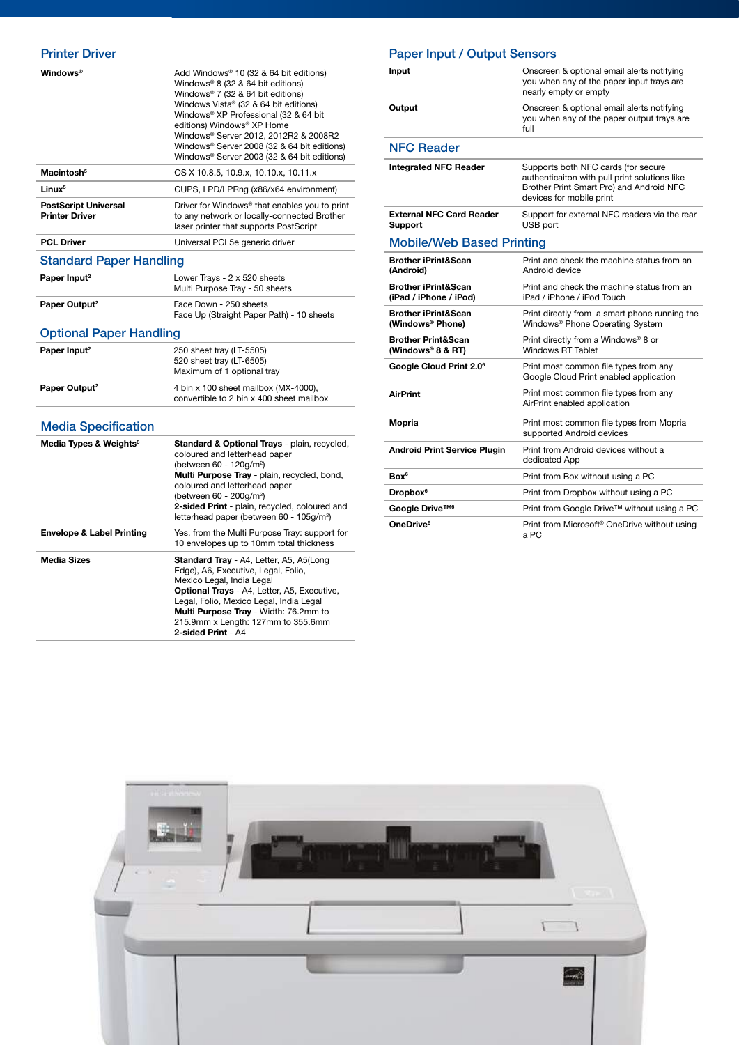## Printer Driver

| | |
|---|---|
| **Windows®** | Add Windows® 10 (32 & 64 bit editions) Windows® 8 (32 & 64 bit editions) Windows® 7 (32 & 64 bit editions) Windows Vista® (32 & 64 bit editions) Windows® XP Professional (32 & 64 bit editions) Windows® XP Home Windows® Server 2012, 2012R2 & 2008R2 Windows® Server 2008 (32 & 64 bit editions) Windows® Server 2003 (32 & 64 bit editions) |
| **Macintosh[5]** | OS X 10.8.5, 10.9.x, 10.10.x, 10.11.x |
| **Linux[5]** | CUPS, LPD/LPRng (x86/x64 environment) |
| **PostScript Universal Printer Driver** | Driver for Windows® that enables you to print to any network or locally-connected Brother laser printer that supports PostScript |
| **PCL Driver** | Universal PCL5e generic driver |

## Standard Paper Handling

| | |
|---|---|
| **Paper Input[2]** | Lower Trays - 2 x 520 sheets<br>Multi Purpose Tray - 50 sheets |
| **Paper Output[2]** | Face Down - 250 sheets<br>Face Up (Straight Paper Path) - 10 sheets |

## Optional Paper Handling

| | |
|---|---|
| **Paper Input[2]** | 250 sheet tray (LT-5505)<br>520 sheet tray (LT-6505)<br>Maximum of 1 optional tray |
| **Paper Output[2]** | 4 bin x 100 sheet mailbox (MX-4000), convertible to 2 bin x 400 sheet mailbox |

## Media Specification

| | |
|---|---|
| **Media Types & Weights[8]** | **Standard & Optional Trays** - plain, recycled, coloured and letterhead paper (between 60 - 120g/m²)<br>**Multi Purpose Tray** - plain, recycled, bond, coloured and letterhead paper (between 60 - 200g/m²)<br>**2-sided Print** - plain, recycled, coloured and letterhead paper (between 60 - 105g/m²) |
| **Envelope & Label Printing** | Yes, from the Multi Purpose Tray: support for 10 envelopes up to 10mm total thickness |
| **Media Sizes** | **Standard Tray** - A4, Letter, A5, A5(Long Edge), A6, Executive, Legal, Folio, Mexico Legal, India Legal<br>**Optional Trays** - A4, Letter, A5, Executive, Legal, Folio, Mexico Legal, India Legal<br>**Multi Purpose Tray** - Width: 76.2mm to 215.9mm x Length: 127mm to 355.6mm<br>**2-sided Print** - A4 |

## Paper Input / Output Sensors

| | |
|---|---|
| **Input** | Onscreen & optional email alerts notifying you when any of the paper input trays are nearly empty or empty |
| **Output** | Onscreen & optional email alerts notifying you when any of the paper output trays are full |

## NFC Reader

| | |
|---|---|
| **Integrated NFC Reader** | Supports both NFC cards (for secure authenticaiton with pull print solutions like Brother Print Smart Pro) and Android NFC devices for mobile print |
| **External NFC Card Reader Support** | Support for external NFC readers via the rear USB port |

## Mobile/Web Based Printing

| | |
|---|---|
| **Brother iPrint&Scan (Android)** | Print and check the machine status from an Android device |
| **Brother iPrint&Scan (iPad / iPhone / iPod)** | Print and check the machine status from an iPad / iPhone / iPod Touch |
| **Brother iPrint&Scan (Windows® Phone)** | Print directly from a smart phone running the Windows® Phone Operating System |
| **Brother Print&Scan (Windows® 8 & RT)** | Print directly from a Windows® 8 or Windows RT Tablet |
| **Google Cloud Print 2.0[6]** | Print most common file types from any Google Cloud Print enabled application |
| **AirPrint** | Print most common file types from any AirPrint enabled application |
| **Mopria** | Print most common file types from Mopria supported Android devices |
| **Android Print Service Plugin** | Print from Android devices without a dedicated App |
| **Box[6]** | Print from Box without using a PC |
| **Dropbox[6]** | Print from Dropbox without using a PC |
| **Google Drive™[6]** | Print from Google Drive™ without using a PC |
| **OneDrive[6]** | Print from Microsoft® OneDrive without using a PC |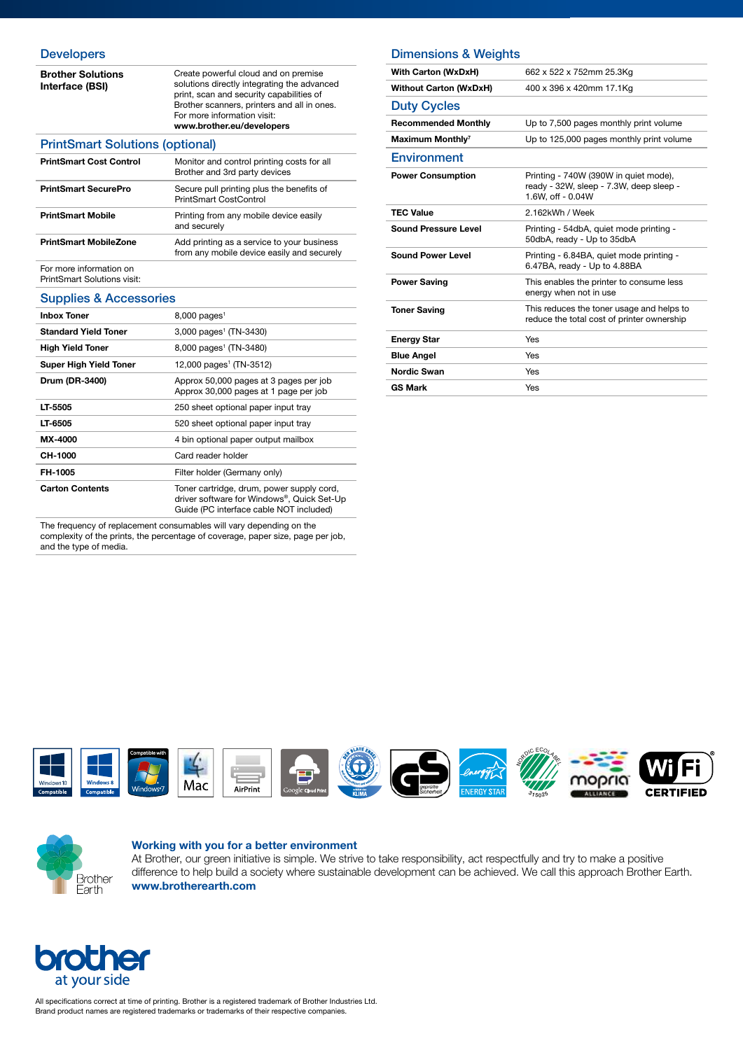## Developers

| | |
|---|---|
| **Brother Solutions Interface (BSI)** | Create powerful cloud and on premise solutions directly integrating the advanced print, scan and security capabilities of Brother scanners, printers and all in ones. For more information visit: **www.brother.eu/developers** |

## PrintSmart Solutions (optional)

| | |
|---|---|
| **PrintSmart Cost Control** | Monitor and control printing costs for all Brother and 3rd party devices |
| **PrintSmart SecurePro** | Secure pull printing plus the benefits of PrintSmart CostControl |
| **PrintSmart Mobile** | Printing from any mobile device easily and securely |
| **PrintSmart MobileZone** | Add printing as a service to your business from any mobile device easily and securely |

For more information on PrintSmart Solutions visit:

## Supplies & Accessories

| | |
|---|---|
| **Inbox Toner** | 8,000 pages[1] |
| **Standard Yield Toner** | 3,000 pages[1] (TN-3430) |
| **High Yield Toner** | 8,000 pages[1] (TN-3480) |
| **Super High Yield Toner** | 12,000 pages[1] (TN-3512) |
| **Drum (DR-3400)** | Approx 50,000 pages at 3 pages per job Approx 30,000 pages at 1 page per job |
| **LT-5505** | 250 sheet optional paper input tray |
| **LT-6505** | 520 sheet optional paper input tray |
| **MX-4000** | 4 bin optional paper output mailbox |
| **CH-1000** | Card reader holder |
| **FH-1005** | Filter holder (Germany only) |
| **Carton Contents** | Toner cartridge, drum, power supply cord, driver software for Windows®, Quick Set-Up Guide (PC interface cable NOT included) |

The frequency of replacement consumables will vary depending on the complexity of the prints, the percentage of coverage, paper size, page per job, and the type of media.

## Dimensions & Weights

| | |
|---|---|
| **With Carton (WxDxH)** | 662 x 522 x 752mm 25.3Kg |
| **Without Carton (WxDxH)** | 400 x 396 x 420mm 17.1Kg |

## Duty Cycles

| | |
|---|---|
| **Recommended Monthly** | Up to 7,500 pages monthly print volume |
| **Maximum Monthly[7]** | Up to 125,000 pages monthly print volume |

## Environment

| | |
|---|---|
| **Power Consumption** | Printing - 740W (390W in quiet mode), ready - 32W, sleep - 7.3W, deep sleep - 1.6W, off - 0.04W |
| **TEC Value** | 2.162kWh / Week |
| **Sound Pressure Level** | Printing - 54dbA, quiet mode printing - 50dbA, ready - Up to 35dbA |
| **Sound Power Level** | Printing - 6.84BA, quiet mode printing - 6.47BA, ready - Up to 4.88BA |
| **Power Saving** | This enables the printer to consume less energy when not in use |
| **Toner Saving** | This reduces the toner usage and helps to reduce the total cost of printer ownership |
| **Energy Star** | Yes |
| **Blue Angel** | Yes |
| **Nordic Swan** | Yes |
| **GS Mark** | Yes |

### Working with you for a better environment

At Brother, our green initiative is simple. We strive to take responsibility, act respectfully and try to make a positive difference to help build a society where sustainable development can be achieved. We call this approach Brother Earth.
**www.brotherearth.com**

All specifications correct at time of printing. Brother is a registered trademark of Brother Industries Ltd. Brand product names are registered trademarks or trademarks of their respective companies.